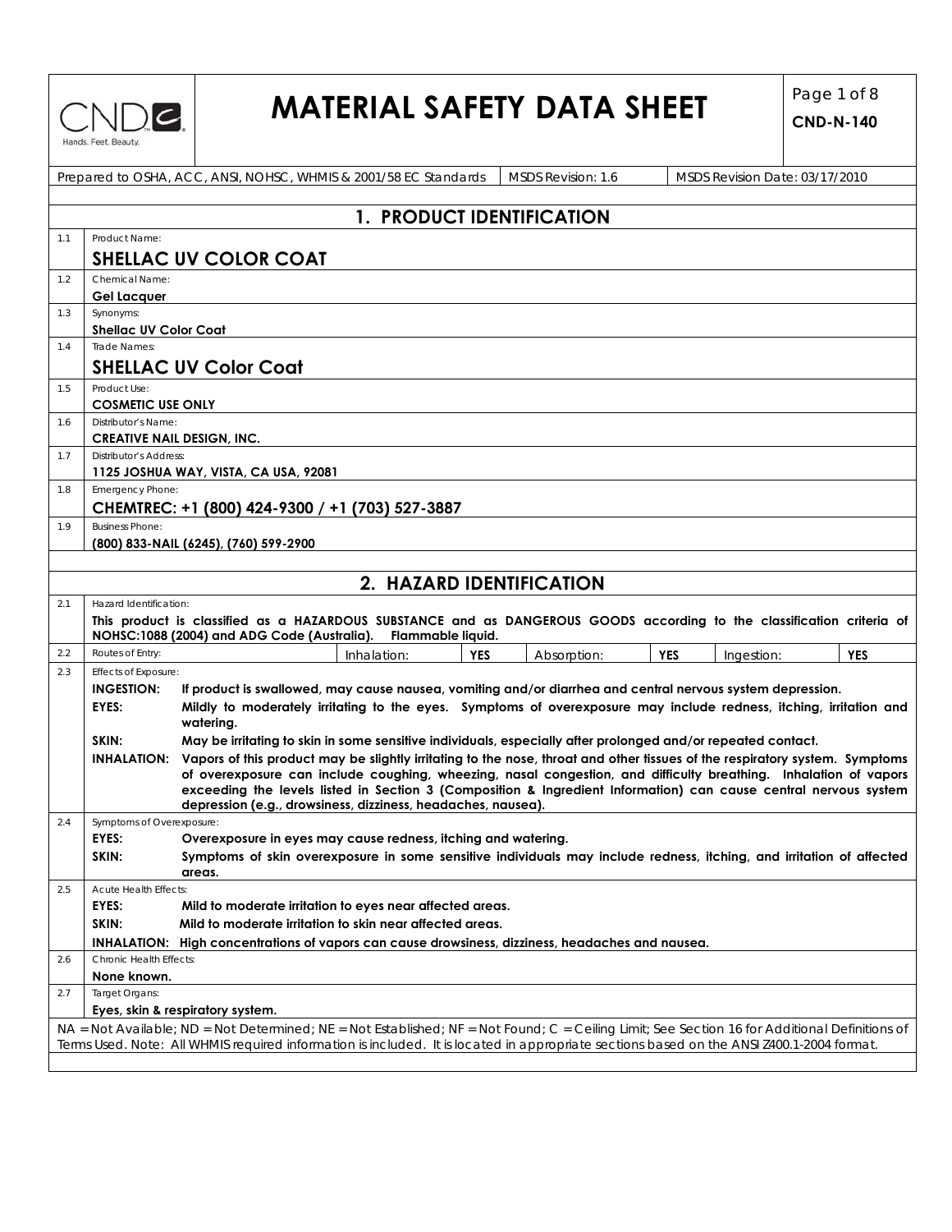# MATERIAL SAFETY DATA SHEET

**CND-N-140**

Prepared to OSHA, ACC, ANSI, NOHSC, WHMIS & 2001/58 EC Standards | MSDS Revision: 1.6 | MSDS Revision Date: 03/17/2010

## 1. PRODUCT IDENTIFICATION

**1.1** Product Name:
**SHELLAC UV COLOR COAT**

**1.2** Chemical Name:
**Gel Lacquer**

**1.3** Synonyms:
**Shellac UV Color Coat**

**1.4** Trade Names:
**SHELLAC UV Color Coat**

**1.5** Product Use:
**COSMETIC USE ONLY**

**1.6** Distributor's Name:
**CREATIVE NAIL DESIGN, INC.**

**1.7** Distributor's Address:
**1125 JOSHUA WAY, VISTA, CA USA, 92081**

**1.8** Emergency Phone:
**CHEMTREC: +1 (800) 424-9300 / +1 (703) 527-3887**

**1.9** Business Phone:
**(800) 833-NAIL (6245), (760) 599-2900**

## 2. HAZARD IDENTIFICATION

**2.1** Hazard Identification:
**This product is classified as a HAZARDOUS SUBSTANCE and as DANGEROUS GOODS according to the classification criteria of NOHSC:1088 (2004) and ADG Code (Australia). Flammable liquid.**

**2.2** Routes of Entry:

| Inhalation: | YES | Absorption: | YES | Ingestion: | YES |
|---|---|---|---|---|---|

**2.3** Effects of Exposure:

- **INGESTION:** **If product is swallowed, may cause nausea, vomiting and/or diarrhea and central nervous system depression.**
- **EYES:** **Mildly to moderately irritating to the eyes. Symptoms of overexposure may include redness, itching, irritation and watering.**
- **SKIN:** **May be irritating to skin in some sensitive individuals, especially after prolonged and/or repeated contact.**
- **INHALATION:** **Vapors of this product may be slightly irritating to the nose, throat and other tissues of the respiratory system. Symptoms of overexposure can include coughing, wheezing, nasal congestion, and difficulty breathing. Inhalation of vapors exceeding the levels listed in Section 3 (Composition & Ingredient Information) can cause central nervous system depression (e.g., drowsiness, dizziness, headaches, nausea).**

**2.4** Symptoms of Overexposure:

- **EYES:** **Overexposure in eyes may cause redness, itching and watering.**
- **SKIN:** **Symptoms of skin overexposure in some sensitive individuals may include redness, itching, and irritation of affected areas.**

**2.5** Acute Health Effects:

- **EYES:** **Mild to moderate irritation to eyes near affected areas.**
- **SKIN:** **Mild to moderate irritation to skin near affected areas.**
- **INHALATION:** **High concentrations of vapors can cause drowsiness, dizziness, headaches and nausea.**

**2.6** Chronic Health Effects:
**None known.**

**2.7** Target Organs:
**Eyes, skin & respiratory system.**

NA = Not Available; ND = Not Determined; NE = Not Established; NF = Not Found; C = Ceiling Limit; See Section 16 for Additional Definitions of Terms Used. Note: All WHMIS required information is included. It is located in appropriate sections based on the ANSI Z400.1-2004 format.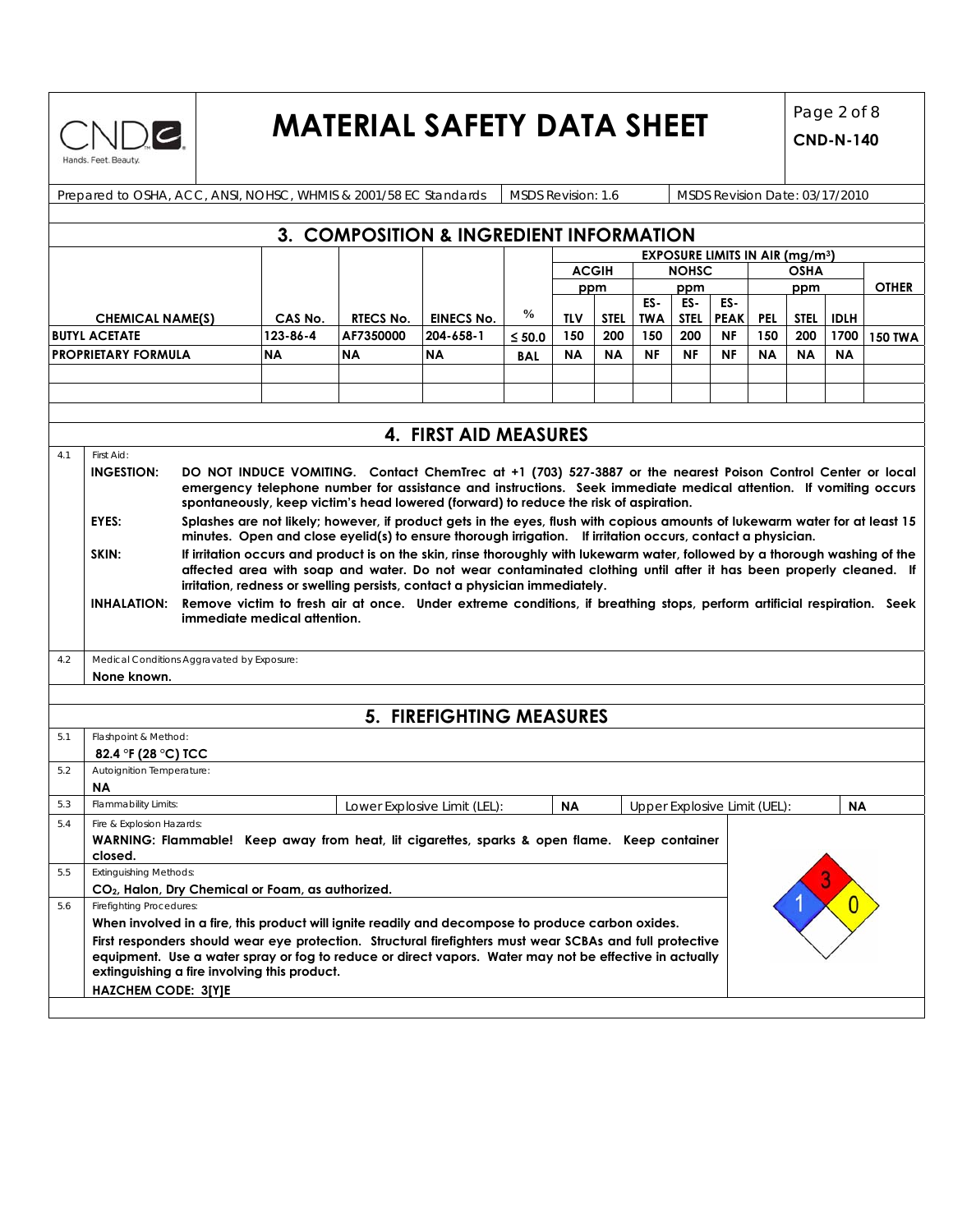# MATERIAL SAFETY DATA SHEET

**CND-N-140**

| Prepared to OSHA, ACC, ANSI, NOHSC, WHMIS & 2001/58 EC Standards | MSDS Revision: 1.6 | MSDS Revision Date: 03/17/2010 |
|---|---|---|

## 3. COMPOSITION & INGREDIENT INFORMATION

| CHEMICAL NAME(S) | CAS No. | RTECS No. | EINECS No. | % | EXPOSURE LIMITS IN AIR ($mg/m^3$) | | | | | | | | |
|---|---|---|---|---|---|---|---|---|---|---|---|---|---|
| | | | | | ACGIH | | NOHSC | | | OSHA | | | OTHER |
| | | | | | ppm | | ppm | | | ppm | | | |
| | | | | | TLV | STEL | ES-TWA | ES-STEL | ES-PEAK | PEL | STEL | IDLH | |
| BUTYL ACETATE | 123-86-4 | AF7350000 | 204-658-1 | ≤ 50.0 | 150 | 200 | 150 | 200 | NF | 150 | 200 | 1700 | 150 TWA |
| PROPRIETARY FORMULA | NA | NA | NA | BAL | NA | NA | NF | NF | NF | NA | NA | NA | |

## 4. FIRST AID MEASURES

**4.1** First Aid:

**INGESTION:** DO NOT INDUCE VOMITING. Contact ChemTrec at +1 (703) 527-3887 or the nearest Poison Control Center or local emergency telephone number for assistance and instructions. Seek immediate medical attention. If vomiting occurs spontaneously, keep victim's head lowered (forward) to reduce the risk of aspiration.

**EYES:** Splashes are not likely; however, if product gets in the eyes, flush with copious amounts of lukewarm water for at least 15 minutes. Open and close eyelid(s) to ensure thorough irrigation. If irritation occurs, contact a physician.

**SKIN:** If irritation occurs and product is on the skin, rinse thoroughly with lukewarm water, followed by a thorough washing of the affected area with soap and water. Do not wear contaminated clothing until after it has been properly cleaned. If irritation, redness or swelling persists, contact a physician immediately.

**INHALATION:** Remove victim to fresh air at once. Under extreme conditions, if breathing stops, perform artificial respiration. Seek immediate medical attention.

**4.2** Medical Conditions Aggravated by Exposure:

**None known.**

## 5. FIREFIGHTING MEASURES

**5.1** Flashpoint & Method:

**82.4 °F (28 °C) TCC**

**5.2** Autoignition Temperature:

**NA**

**5.3** Flammability Limits: Lower Explosive Limit (LEL): **NA** Upper Explosive Limit (UEL): **NA**

**5.4** Fire & Explosion Hazards:

**WARNING: Flammable! Keep away from heat, lit cigarettes, sparks & open flame. Keep container closed.**

**5.5** Extinguishing Methods:

**$CO_2$, Halon, Dry Chemical or Foam, as authorized.**

**5.6** Firefighting Procedures:

**When involved in a fire, this product will ignite readily and decompose to produce carbon oxides.**

**First responders should wear eye protection. Structural firefighters must wear SCBAs and full protective equipment. Use a water spray or fog to reduce or direct vapors. Water may not be effective in actually extinguishing a fire involving this product.**

**HAZCHEM CODE: 3[Y]E**

NFPA: Health 1, Flammability 3, Reactivity 0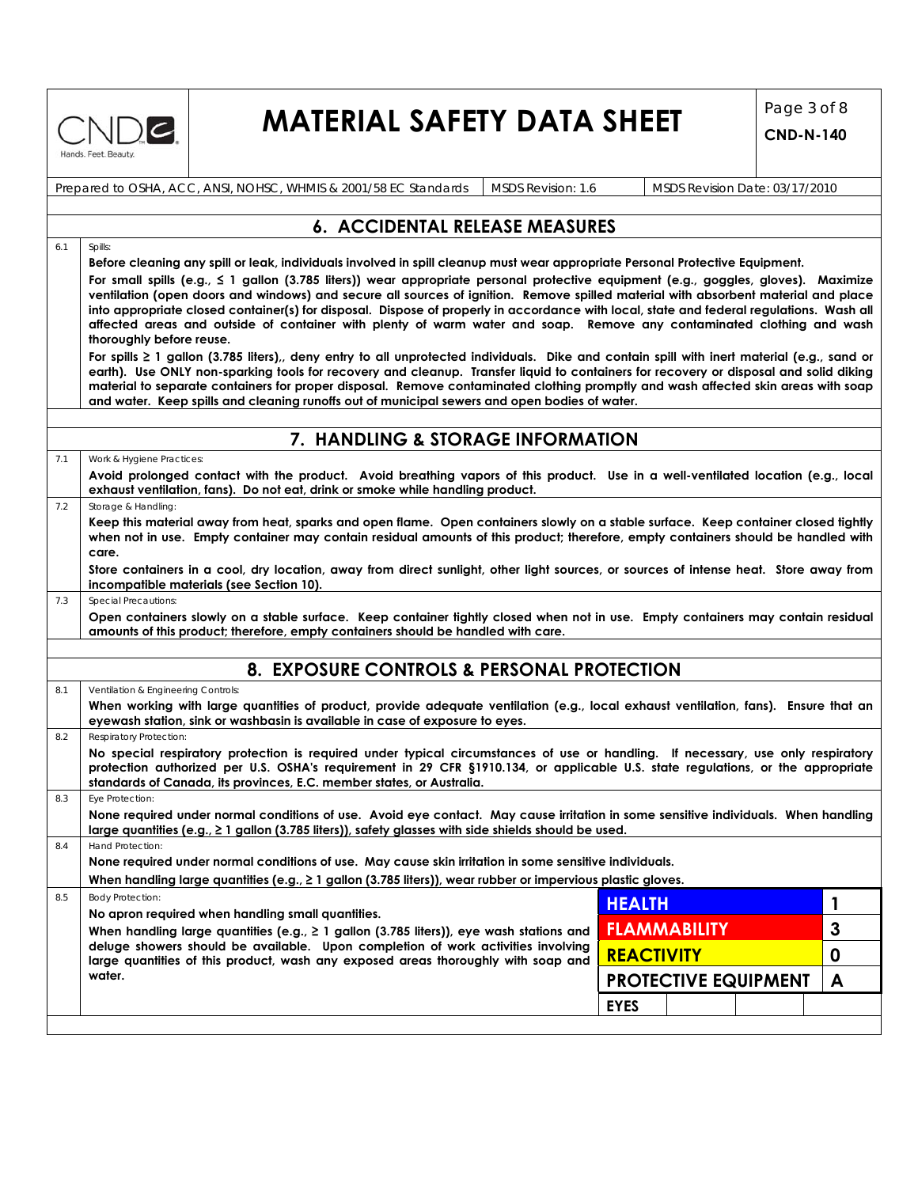## 6. ACCIDENTAL RELEASE MEASURES

6.1 Spills:

**Before cleaning any spill or leak, individuals involved in spill cleanup must wear appropriate Personal Protective Equipment.**

**For small spills (e.g., ≤ 1 gallon (3.785 liters)) wear appropriate personal protective equipment (e.g., goggles, gloves). Maximize ventilation (open doors and windows) and secure all sources of ignition. Remove spilled material with absorbent material and place into appropriate closed container(s) for disposal. Dispose of properly in accordance with local, state and federal regulations. Wash all affected areas and outside of container with plenty of warm water and soap. Remove any contaminated clothing and wash thoroughly before reuse.**

**For spills ≥ 1 gallon (3.785 liters),, deny entry to all unprotected individuals. Dike and contain spill with inert material (e.g., sand or earth). Use ONLY non-sparking tools for recovery and cleanup. Transfer liquid to containers for recovery or disposal and solid diking material to separate containers for proper disposal. Remove contaminated clothing promptly and wash affected skin areas with soap and water. Keep spills and cleaning runoffs out of municipal sewers and open bodies of water.**

## 7. HANDLING & STORAGE INFORMATION

7.1 Work & Hygiene Practices:

**Avoid prolonged contact with the product. Avoid breathing vapors of this product. Use in a well-ventilated location (e.g., local exhaust ventilation, fans). Do not eat, drink or smoke while handling product.**

7.2 Storage & Handling:

**Keep this material away from heat, sparks and open flame. Open containers slowly on a stable surface. Keep container closed tightly when not in use. Empty container may contain residual amounts of this product; therefore, empty containers should be handled with care.**

**Store containers in a cool, dry location, away from direct sunlight, other light sources, or sources of intense heat. Store away from incompatible materials (see Section 10).**

7.3 Special Precautions:

**Open containers slowly on a stable surface. Keep container tightly closed when not in use. Empty containers may contain residual amounts of this product; therefore, empty containers should be handled with care.**

## 8. EXPOSURE CONTROLS & PERSONAL PROTECTION

8.1 Ventilation & Engineering Controls:

**When working with large quantities of product, provide adequate ventilation (e.g., local exhaust ventilation, fans). Ensure that an eyewash station, sink or washbasin is available in case of exposure to eyes.**

8.2 Respiratory Protection:

**No special respiratory protection is required under typical circumstances of use or handling. If necessary, use only respiratory protection authorized per U.S. OSHA's requirement in 29 CFR §1910.134, or applicable U.S. state regulations, or the appropriate standards of Canada, its provinces, E.C. member states, or Australia.**

8.3 Eye Protection:

**None required under normal conditions of use. Avoid eye contact. May cause irritation in some sensitive individuals. When handling large quantities (e.g., ≥ 1 gallon (3.785 liters)), safety glasses with side shields should be used.**

8.4 Hand Protection:

**None required under normal conditions of use. May cause skin irritation in some sensitive individuals.**

**When handling large quantities (e.g., ≥ 1 gallon (3.785 liters)), wear rubber or impervious plastic gloves.**

8.5 Body Protection:

**No apron required when handling small quantities.**

**When handling large quantities (e.g., ≥ 1 gallon (3.785 liters)), eye wash stations and deluge showers should be available. Upon completion of work activities involving large quantities of this product, wash any exposed areas thoroughly with soap and water.**

| | |
|---|---|
| **HEALTH** | **1** |
| **FLAMMABILITY** | **3** |
| **REACTIVITY** | **0** |
| **PROTECTIVE EQUIPMENT** | **A** |
| **EYES** | |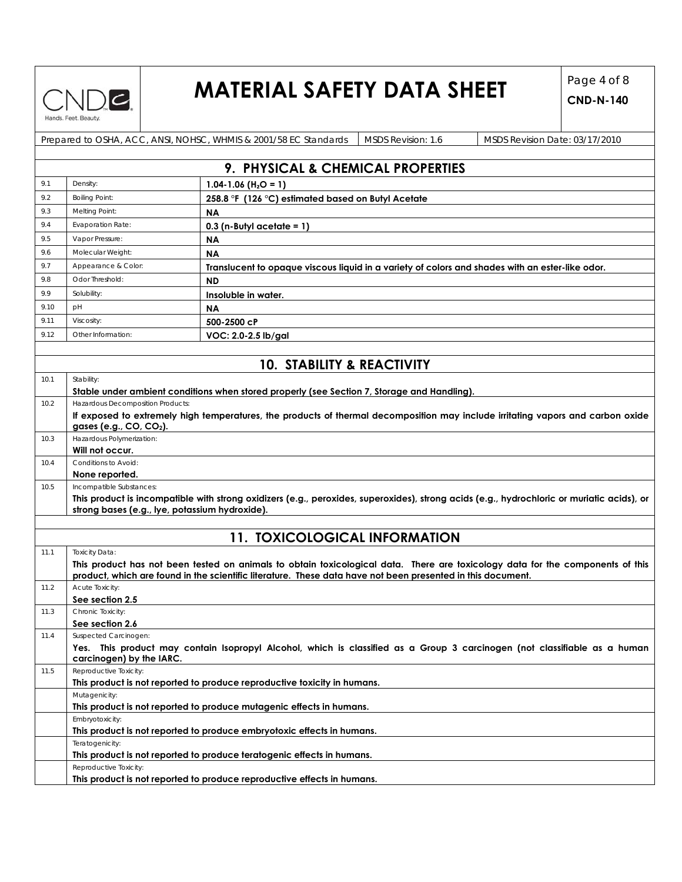Prepared to OSHA, ACC, ANSI, NOHSC, WHMIS & 2001/58 EC Standards | MSDS Revision: 1.6 | MSDS Revision Date: 03/17/2010

## 9. PHYSICAL & CHEMICAL PROPERTIES

| | | |
|---|---|---|
| 9.1 | Density: | **1.04-1.06 ($H_2O$ = 1)** |
| 9.2 | Boiling Point: | **258.8 °F (126 °C) estimated based on Butyl Acetate** |
| 9.3 | Melting Point: | **NA** |
| 9.4 | Evaporation Rate: | **0.3 (n-Butyl acetate = 1)** |
| 9.5 | Vapor Pressure: | **NA** |
| 9.6 | Molecular Weight: | **NA** |
| 9.7 | Appearance & Color: | **Translucent to opaque viscous liquid in a variety of colors and shades with an ester-like odor.** |
| 9.8 | Odor Threshold: | **ND** |
| 9.9 | Solubility: | **Insoluble in water.** |
| 9.10 | pH | **NA** |
| 9.11 | Viscosity: | **500-2500 cP** |
| 9.12 | Other Information: | **VOC: 2.0-2.5 lb/gal** |

## 10. STABILITY & REACTIVITY

| | |
|---|---|
| 10.1 | Stability:<br>**Stable under ambient conditions when stored properly (see Section 7, Storage and Handling).** |
| 10.2 | Hazardous Decomposition Products:<br>**If exposed to extremely high temperatures, the products of thermal decomposition may include irritating vapors and carbon oxide gases (e.g., CO, $CO_2$).** |
| 10.3 | Hazardous Polymerization:<br>**Will not occur.** |
| 10.4 | Conditions to Avoid:<br>**None reported.** |
| 10.5 | Incompatible Substances:<br>**This product is incompatible with strong oxidizers (e.g., peroxides, superoxides), strong acids (e.g., hydrochloric or muriatic acids), or strong bases (e.g., lye, potassium hydroxide).** |

## 11. TOXICOLOGICAL INFORMATION

| | |
|---|---|
| 11.1 | Toxicity Data:<br>**This product has not been tested on animals to obtain toxicological data. There are toxicology data for the components of this product, which are found in the scientific literature. These data have not been presented in this document.** |
| 11.2 | Acute Toxicity:<br>**See section 2.5** |
| 11.3 | Chronic Toxicity:<br>**See section 2.6** |
| 11.4 | Suspected Carcinogen:<br>**Yes. This product may contain Isopropyl Alcohol, which is classified as a Group 3 carcinogen (not classifiable as a human carcinogen) by the IARC.** |
| 11.5 | Reproductive Toxicity:<br>**This product is not reported to produce reproductive toxicity in humans.** |
| | Mutagenicity:<br>**This product is not reported to produce mutagenic effects in humans.** |
| | Embryotoxicity:<br>**This product is not reported to produce embryotoxic effects in humans.** |
| | Teratogenicity:<br>**This product is not reported to produce teratogenic effects in humans.** |
| | Reproductive Toxicity:<br>**This product is not reported to produce reproductive effects in humans.** |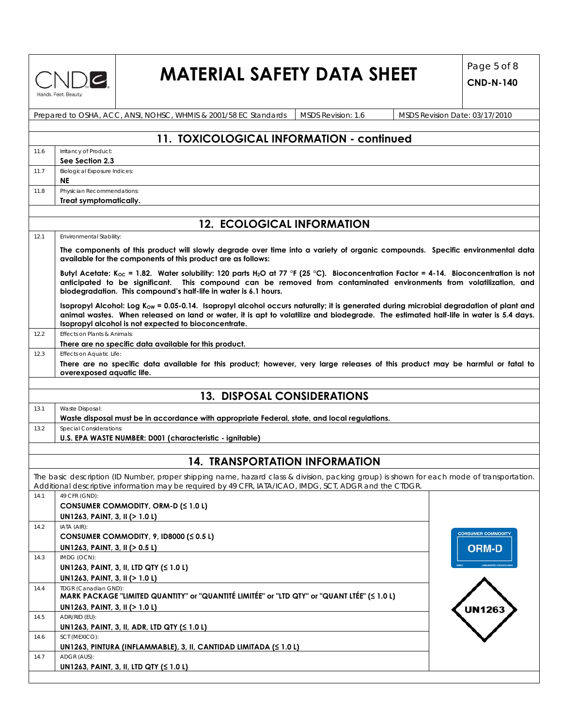## 11. TOXICOLOGICAL INFORMATION - continued

**11.6** Irritancy of Product:
**See Section 2.3**

**11.7** Biological Exposure Indices:
**NE**

**11.8** Physician Recommendations:
**Treat symptomatically.**

## 12. ECOLOGICAL INFORMATION

**12.1** Environmental Stability:

**The components of this product will slowly degrade over time into a variety of organic compounds. Specific environmental data available for the components of this product are as follows:**

**Butyl Acetate: $K_{OC}$ = 1.82. Water solubility: 120 parts $H_2O$ at 77 °F (25 °C). Bioconcentration Factor = 4-14. Bioconcentration is not anticipated to be significant. This compound can be removed from contaminated environments from volatilization, and biodegradation. This compound's half-life in water is 6.1 hours.**

**Isopropyl Alcohol: Log $K_{OW}$ = 0.05-0.14. Isopropyl alcohol occurs naturally; it is generated during microbial degradation of plant and animal wastes. When released on land or water, it is apt to volatilize and biodegrade. The estimated half-life in water is 5.4 days. Isopropyl alcohol is not expected to bioconcentrate.**

**12.2** Effects on Plants & Animals:
**There are no specific data available for this product.**

**12.3** Effects on Aquatic Life:
**There are no specific data available for this product; however, very large releases of this product may be harmful or fatal to overexposed aquatic life.**

## 13. DISPOSAL CONSIDERATIONS

**13.1** Waste Disposal:
**Waste disposal must be in accordance with appropriate Federal, state, and local regulations.**

**13.2** Special Considerations:
**U.S. EPA WASTE NUMBER: D001 (characteristic - ignitable)**

## 14. TRANSPORTATION INFORMATION

The basic description (ID Number, proper shipping name, hazard class & division, packing group) is shown for each mode of transportation. Additional descriptive information may be required by 49 CFR, IATA/ICAO, IMDG, SCT, ADGR and the CTDGR.

**14.1** 49 CFR (GND):
**CONSUMER COMMODITY, ORM-D (≤ 1.0 L)**
**UN1263, PAINT, 3, II (> 1.0 L)**

**14.2** IATA (AIR):
**CONSUMER COMMODITY, 9, ID8000 (≤ 0.5 L)**
**UN1263, PAINT, 3, II (> 0.5 L)**

**14.3** IMDG (OCN):
**UN1263, PAINT, 3, II, LTD QTY (≤ 1.0 L)**
**UN1263, PAINT, 3, II (> 1.0 L)**

**14.4** TDGR (Canadian GND):
**MARK PACKAGE "LIMITED QUANTITY" or "QUANTITÉ LIMITÉE" or "LTD QTY" or "QUANT LTÉE" (≤ 1.0 L)**
**UN1263, PAINT, 3, II (> 1.0 L)**

**14.5** ADR/RID (EU):
**UN1263, PAINT, 3, II, ADR, LTD QTY (≤ 1.0 L)**

**14.6** SCT (MEXICO):
**UN1263, PINTURA (INFLAMMABLE), 3, II, CANTIDAD LIMITADA (≤ 1.0 L)**

**14.7** ADGR (AUS):
**UN1263, PAINT, 3, II, LTD QTY (≤ 1.0 L)**

CONSUMER COMMODITY ORM-D

UN1263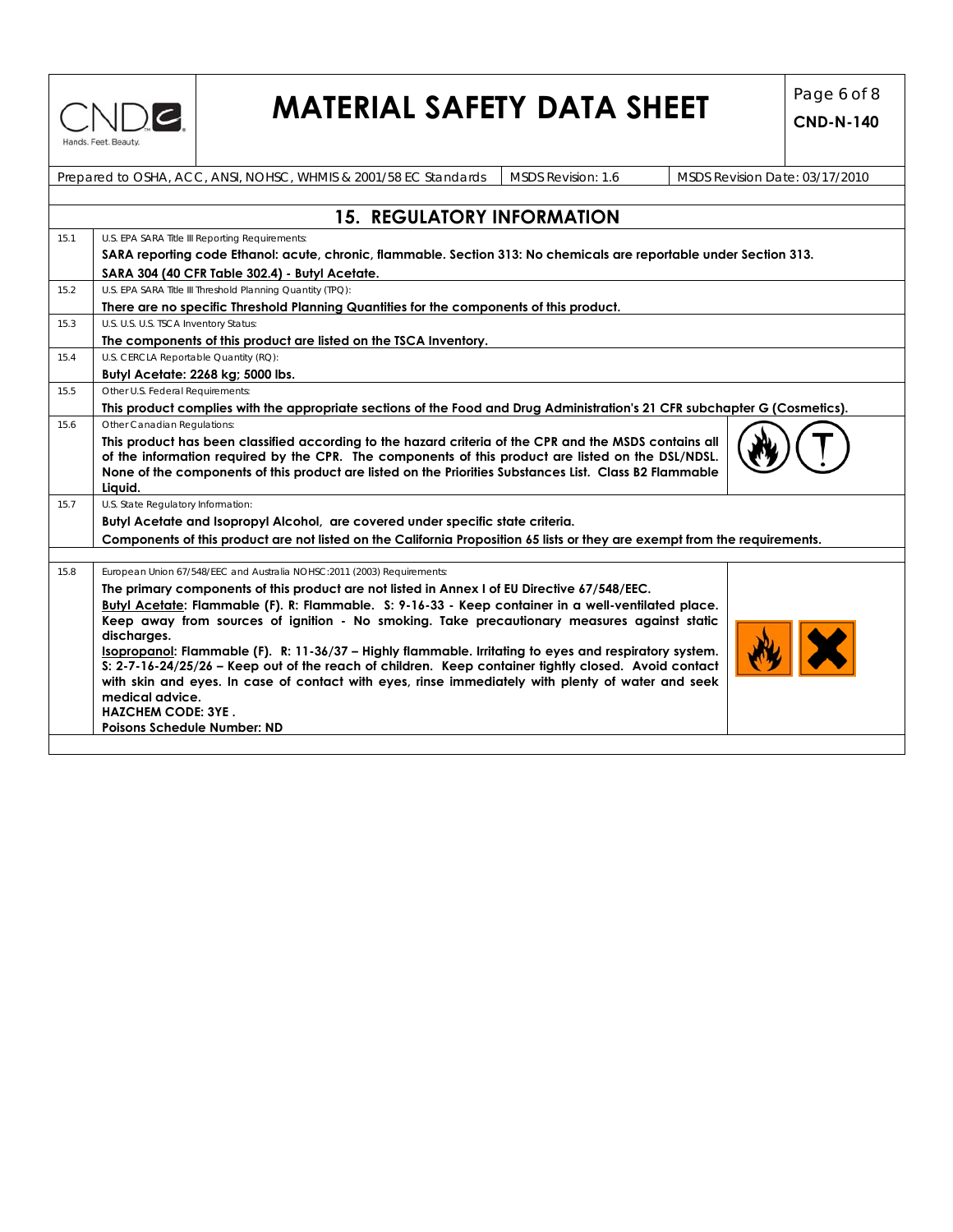# MATERIAL SAFETY DATA SHEET

**CND-N-140**

| Prepared to OSHA, ACC, ANSI, NOHSC, WHMIS & 2001/58 EC Standards | MSDS Revision: 1.6 | MSDS Revision Date: 03/17/2010 |
|---|---|---|

## 15. REGULATORY INFORMATION

| | |
|---|---|
| 15.1 | U.S. EPA SARA Title III Reporting Requirements:<br>**SARA reporting code Ethanol: acute, chronic, flammable. Section 313: No chemicals are reportable under Section 313.**<br>**SARA 304 (40 CFR Table 302.4) - Butyl Acetate.** |
| 15.2 | U.S. EPA SARA Title III Threshold Planning Quantity (TPQ):<br>**There are no specific Threshold Planning Quantities for the components of this product.** |
| 15.3 | U.S. U.S. U.S. TSCA Inventory Status:<br>**The components of this product are listed on the TSCA Inventory.** |
| 15.4 | U.S. CERCLA Reportable Quantity (RQ):<br>**Butyl Acetate: 2268 kg; 5000 lbs.** |
| 15.5 | Other U.S. Federal Requirements:<br>**This product complies with the appropriate sections of the Food and Drug Administration's 21 CFR subchapter G (Cosmetics).** |
| 15.6 | Other Canadian Regulations:<br>**This product has been classified according to the hazard criteria of the CPR and the MSDS contains all of the information required by the CPR. The components of this product are listed on the DSL/NDSL. None of the components of this product are listed on the Priorities Substances List. Class B2 Flammable Liquid.** |
| 15.7 | U.S. State Regulatory Information:<br>**Butyl Acetate and Isopropyl Alcohol, are covered under specific state criteria.**<br>**Components of this product are not listed on the California Proposition 65 lists or they are exempt from the requirements.** |
| 15.8 | European Union 67/548/EEC and Australia NOHSC:2011 (2003) Requirements:<br>**The primary components of this product are not listed in Annex I of EU Directive 67/548/EEC.**<br>**Butyl Acetate: Flammable (F). R: Flammable. S: 9-16-33 - Keep container in a well-ventilated place. Keep away from sources of ignition - No smoking. Take precautionary measures against static discharges.**<br>**Isopropanol: Flammable (F). R: 11-36/37 – Highly flammable. Irritating to eyes and respiratory system. S: 2-7-16-24/25/26 – Keep out of the reach of children. Keep container tightly closed. Avoid contact with skin and eyes. In case of contact with eyes, rinse immediately with plenty of water and seek medical advice.**<br>**HAZCHEM CODE: 3YE .**<br>**Poisons Schedule Number: ND** |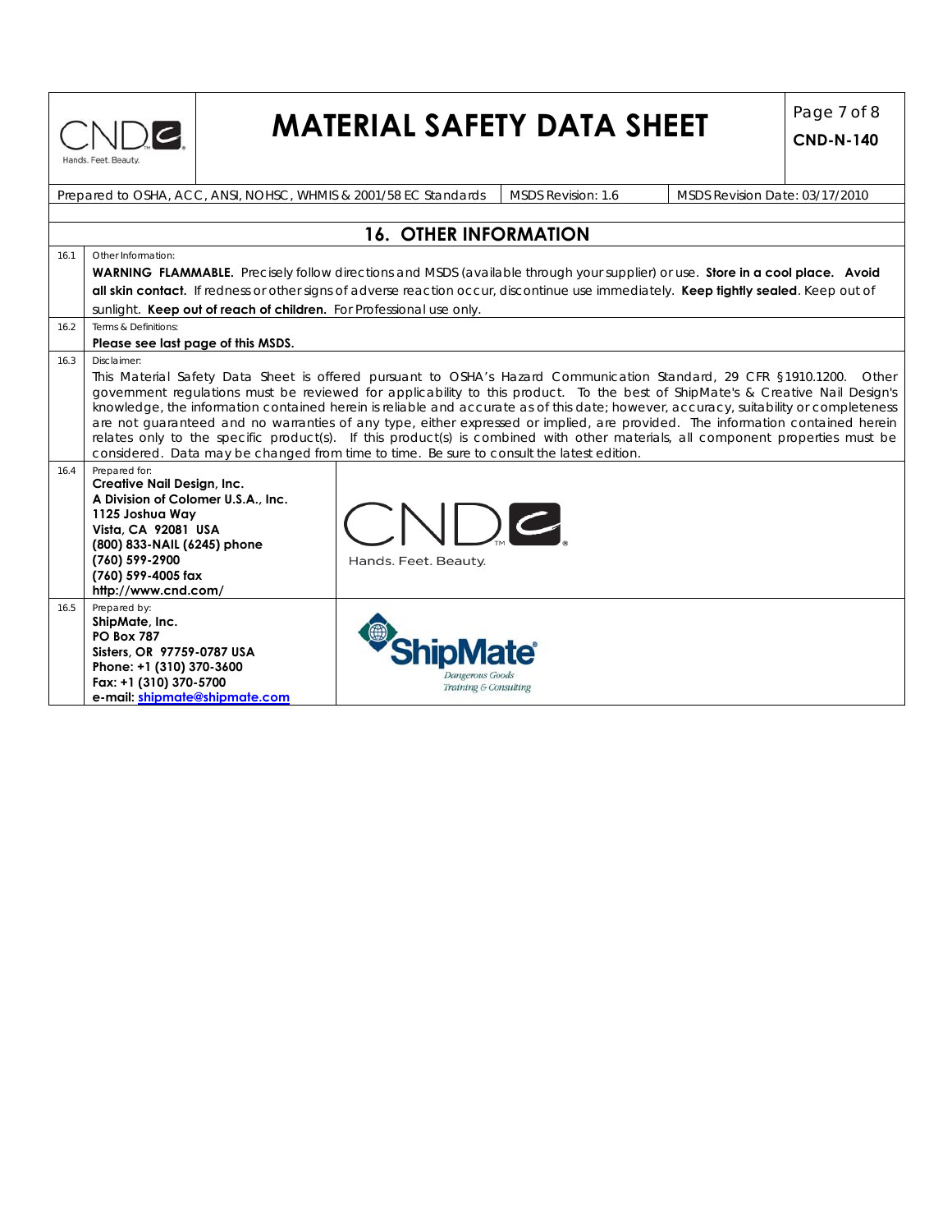# MATERIAL SAFETY DATA SHEET

**CND-N-140**

Prepared to OSHA, ACC, ANSI, NOHSC, WHMIS & 2001/58 EC Standards | MSDS Revision: 1.6 | MSDS Revision Date: 03/17/2010

## 16. OTHER INFORMATION

**16.1** Other Information:

**WARNING FLAMMABLE.** Precisely follow directions and MSDS (available through your supplier) or use. **Store in a cool place. Avoid all skin contact.** If redness or other signs of adverse reaction occur, discontinue use immediately. **Keep tightly sealed**. Keep out of sunlight. **Keep out of reach of children.** For Professional use only.

**16.2** Terms & Definitions:

**Please see last page of this MSDS.**

**16.3** Disclaimer:

This Material Safety Data Sheet is offered pursuant to OSHA's Hazard Communication Standard, 29 CFR §1910.1200. Other government regulations must be reviewed for applicability to this product. To the best of ShipMate's & Creative Nail Design's knowledge, the information contained herein is reliable and accurate as of this date; however, accuracy, suitability or completeness are not guaranteed and no warranties of any type, either expressed or implied, are provided. The information contained herein relates only to the specific product(s). If this product(s) is combined with other materials, all component properties must be considered. Data may be changed from time to time. Be sure to consult the latest edition.

**16.4** Prepared for:

**Creative Nail Design, Inc.**
**A Division of Colomer U.S.A., Inc.**
**1125 Joshua Way**
**Vista, CA 92081 USA**
**(800) 833-NAIL (6245) phone**
**(760) 599-2900**
**(760) 599-4005 fax**
**http://www.cnd.com/**

CND Hands. Feet. Beauty.

**16.5** Prepared by:

**ShipMate, Inc.**
**PO Box 787**
**Sisters, OR 97759-0787 USA**
**Phone: +1 (310) 370-3600**
**Fax: +1 (310) 370-5700**
**e-mail: shipmate@shipmate.com**

ShipMate® Dangerous Goods Training & Consulting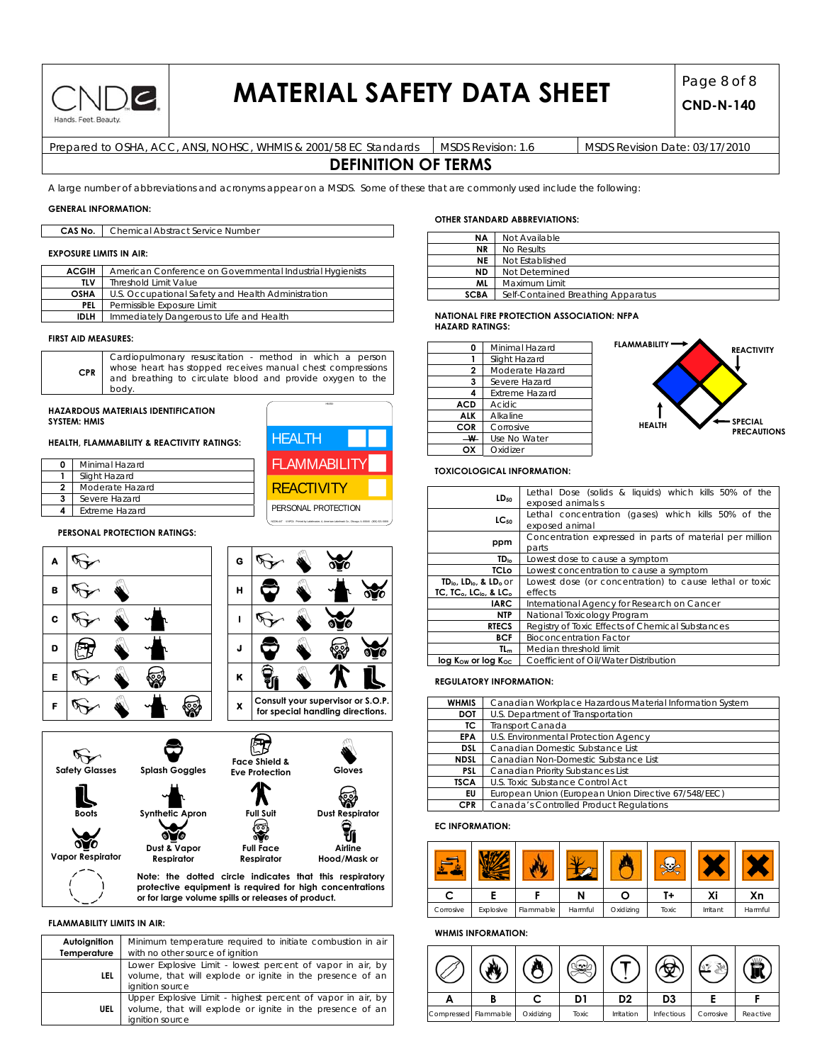# MATERIAL SAFETY DATA SHEET

CND-N-140

| Prepared to OSHA, ACC, ANSI, NOHSC, WHMIS & 2001/58 EC Standards | MSDS Revision: 1.6 | MSDS Revision Date: 03/17/2010 |
|---|---|---|

## DEFINITION OF TERMS

A large number of abbreviations and acronyms appear on a MSDS. Some of these that are commonly used include the following:

### GENERAL INFORMATION:

| | |
|---|---|
| CAS No. | Chemical Abstract Service Number |

### EXPOSURE LIMITS IN AIR:

| | |
|---|---|
| ACGIH | American Conference on Governmental Industrial Hygienists |
| TLV | Threshold Limit Value |
| OSHA | U.S. Occupational Safety and Health Administration |
| PEL | Permissible Exposure Limit |
| IDLH | Immediately Dangerous to Life and Health |

### FIRST AID MEASURES:

| | |
|---|---|
| CPR | Cardiopulmonary resuscitation - method in which a person whose heart has stopped receives manual chest compressions and breathing to circulate blood and provide oxygen to the body. |

### HAZARDOUS MATERIALS IDENTIFICATION SYSTEM: HMIS

HEALTH

FLAMMABILITY

REACTIVITY

PERSONAL PROTECTION

### HEALTH, FLAMMABILITY & REACTIVITY RATINGS:

| | |
|---|---|
| 0 | Minimal Hazard |
| 1 | Slight Hazard |
| 2 | Moderate Hazard |
| 3 | Severe Hazard |
| 4 | Extreme Hazard |

### PERSONAL PROTECTION RATINGS:

| | |
|---|---|
| A | Safety Glasses |
| B | Safety Glasses, Gloves |
| C | Safety Glasses, Gloves, Synthetic Apron |
| D | Face Shield & Eye Protection, Gloves, Synthetic Apron |
| E | Safety Glasses, Gloves, Dust Respirator |
| F | Safety Glasses, Gloves, Synthetic Apron, Dust Respirator |
| G | Safety Glasses, Gloves, Vapor Respirator |
| H | Splash Goggles, Gloves, Synthetic Apron, Vapor Respirator |
| I | Safety Glasses, Gloves, Dust & Vapor Respirator |
| J | Splash Goggles, Gloves, Dust Respirator, Vapor Respirator |
| K | Airline Hood/Mask, Gloves, Full Suit, Boots |
| X | Consult your supervisor or S.O.P. for special handling directions. |

Safety Glasses | Splash Goggles | Face Shield & Eye Protection | Gloves | Boots | Synthetic Apron | Full Suit | Dust Respirator | Vapor Respirator | Dust & Vapor Respirator | Full Face Respirator | Airline Hood/Mask or

Note: the dotted circle indicates that this respiratory protective equipment is required for high concentrations or for large volume spills or releases of product.

### FLAMMABILITY LIMITS IN AIR:

| | |
|---|---|
| Autoignition Temperature | Minimum temperature required to initiate combustion in air with no other source of ignition |
| LEL | Lower Explosive Limit - lowest percent of vapor in air, by volume, that will explode or ignite in the presence of an ignition source |
| UEL | Upper Explosive Limit - highest percent of vapor in air, by volume, that will explode or ignite in the presence of an ignition source |

### OTHER STANDARD ABBREVIATIONS:

| | |
|---|---|
| NA | Not Available |
| NR | No Results |
| NE | Not Established |
| ND | Not Determined |
| ML | Maximum Limit |
| SCBA | Self-Contained Breathing Apparatus |

### NATIONAL FIRE PROTECTION ASSOCIATION: NFPA HAZARD RATINGS:

| | |
|---|---|
| 0 | Minimal Hazard |
| 1 | Slight Hazard |
| 2 | Moderate Hazard |
| 3 | Severe Hazard |
| 4 | Extreme Hazard |
| ACD | Acidic |
| ALK | Alkaline |
| COR | Corrosive |
| ~~W~~ | Use No Water |
| OX | Oxidizer |

FLAMMABILITY

REACTIVITY

HEALTH

SPECIAL PRECAUTIONS

### TOXICOLOGICAL INFORMATION:

| | |
|---|---|
| $LD_{50}$ | Lethal Dose (solids & liquids) which kills 50% of the exposed animals |
| $LC_{50}$ | Lethal concentration (gases) which kills 50% of the exposed animal |
| ppm | Concentration expressed in parts of material per million parts |
| $TD_{lo}$ | Lowest dose to cause a symptom |
| $TCL_o$ | Lowest concentration to cause a symptom |
| $TD_{lo}$, $LD_{lo}$, & $LD_o$ or TC, $TC_o$, $LC_{lo}$, & $LC_o$ | Lowest dose (or concentration) to cause lethal or toxic effects |
| IARC | International Agency for Research on Cancer |
| NTP | National Toxicology Program |
| RTECS | Registry of Toxic Effects of Chemical Substances |
| BCF | Bioconcentration Factor |
| $TL_m$ | Median threshold limit |
| log $K_{OW}$ or log $K_{OC}$ | Coefficient of Oil/Water Distribution |

### REGULATORY INFORMATION:

| | |
|---|---|
| WHMIS | Canadian Workplace Hazardous Material Information System |
| DOT | U.S. Department of Transportation |
| TC | Transport Canada |
| EPA | U.S. Environmental Protection Agency |
| DSL | Canadian Domestic Substance List |
| NDSL | Canadian Non-Domestic Substance List |
| PSL | Canadian Priority Substances List |
| TSCA | U.S. Toxic Substance Control Act |
| EU | European Union (European Union Directive 67/548/EEC) |
| CPR | Canada's Controlled Product Regulations |

### EC INFORMATION:

| C | E | F | N | O | T+ | Xi | Xn |
|---|---|---|---|---|---|---|---|
| Corrosive | Explosive | Flammable | Harmful | Oxidizing | Toxic | Irritant | Harmful |

### WHMIS INFORMATION:

| A | B | C | D1 | D2 | D3 | E | F |
|---|---|---|---|---|---|---|---|
| Compressed | Flammable | Oxidizing | Toxic | Irritation | Infectious | Corrosive | Reactive |